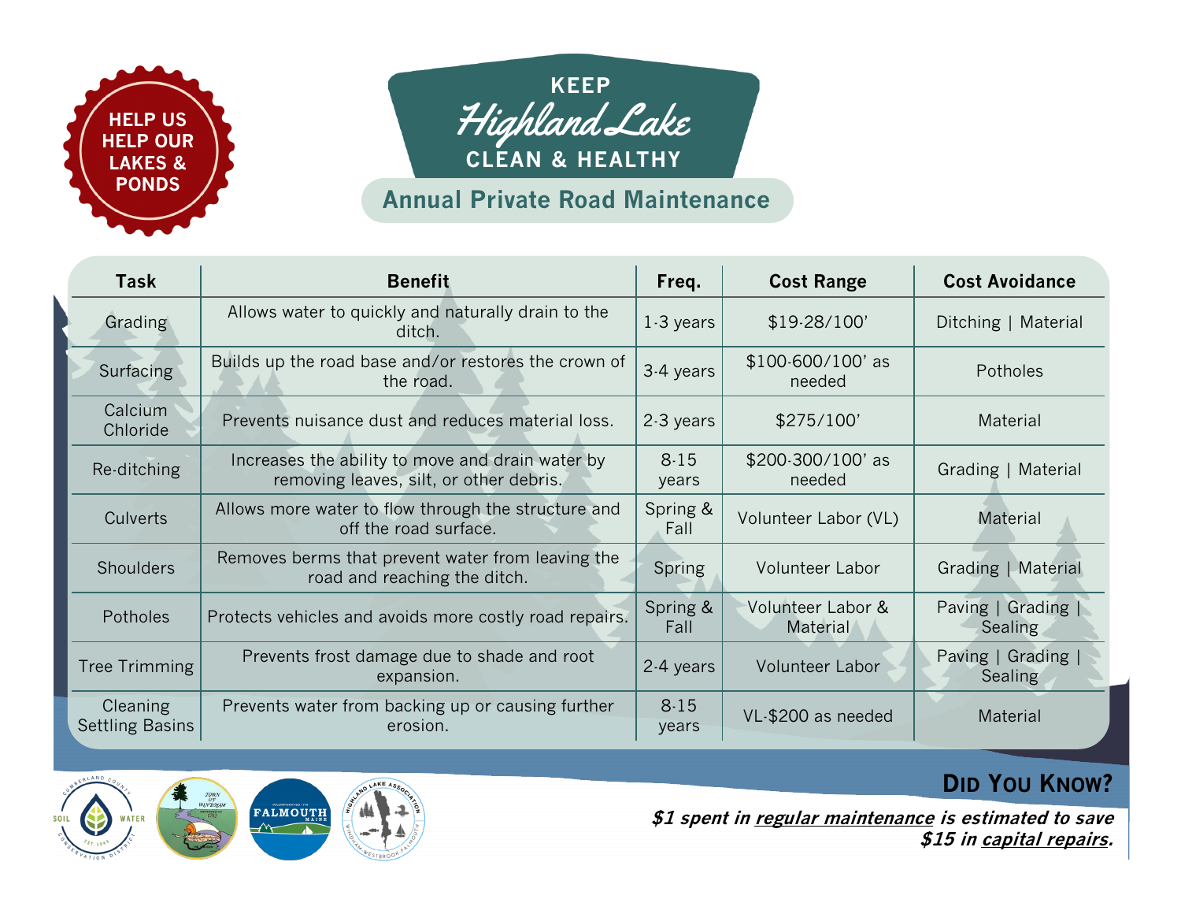HELP US HELP OUR LAKES & PONDS

# KEEP Highland Lake CLEAN & HEALTHY

## Annual Private Road Maintenance

| Task | Benefit | Freq. | Cost Range | Cost Avoidance |
|---|---|---|---|---|
| Grading | Allows water to quickly and naturally drain to the ditch. | 1-3 years | $19-28/100' | Ditching \| Material |
| Surfacing | Builds up the road base and/or restores the crown of the road. | 3-4 years | $100-600/100' as needed | Potholes |
| Calcium Chloride | Prevents nuisance dust and reduces material loss. | 2-3 years | $275/100' | Material |
| Re-ditching | Increases the ability to move and drain water by removing leaves, silt, or other debris. | 8-15 years | $200-300/100' as needed | Grading \| Material |
| Culverts | Allows more water to flow through the structure and off the road surface. | Spring & Fall | Volunteer Labor (VL) | Material |
| Shoulders | Removes berms that prevent water from leaving the road and reaching the ditch. | Spring | Volunteer Labor | Grading \| Material |
| Potholes | Protects vehicles and avoids more costly road repairs. | Spring & Fall | Volunteer Labor & Material | Paving \| Grading \| Sealing |
| Tree Trimming | Prevents frost damage due to shade and root expansion. | 2-4 years | Volunteer Labor | Paving \| Grading \| Sealing |
| Cleaning Settling Basins | Prevents water from backing up or causing further erosion. | 8-15 years | VL-$200 as needed | Material |

**DID YOU KNOW?**

***$1 spent in regular maintenance is estimated to save $15 in capital repairs.***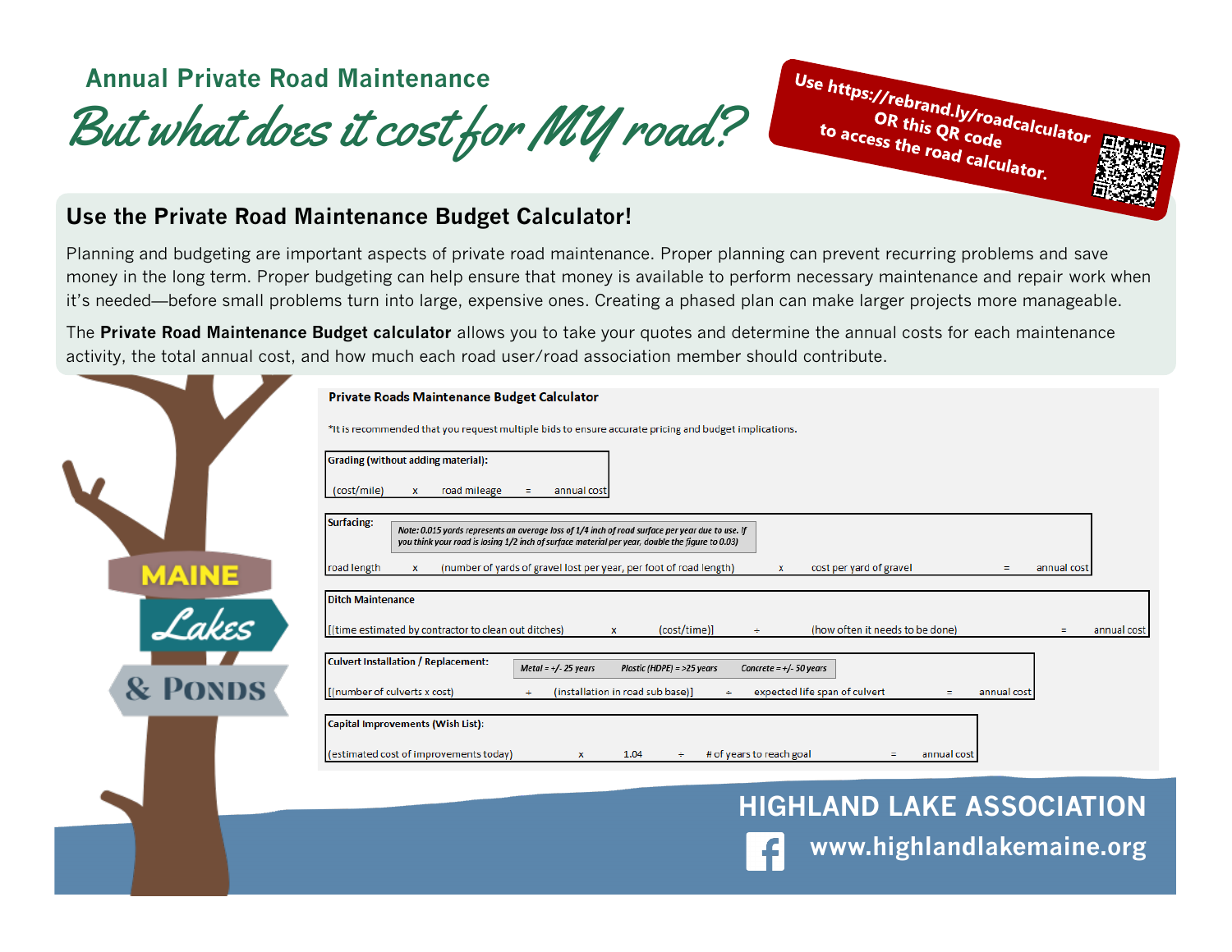## Annual Private Road Maintenance

# But what does it cost for MY road?

Use https://rebrand.ly/roadcalculator OR this QR code to access the road calculator.

## Use the Private Road Maintenance Budget Calculator!

Planning and budgeting are important aspects of private road maintenance. Proper planning can prevent recurring problems and save money in the long term. Proper budgeting can help ensure that money is available to perform necessary maintenance and repair work when it's needed—before small problems turn into large, expensive ones. Creating a phased plan can make larger projects more manageable.

The **Private Road Maintenance Budget calculator** allows you to take your quotes and determine the annual costs for each maintenance activity, the total annual cost, and how much each road user/road association member should contribute.

**Private Roads Maintenance Budget Calculator**

*It is recommended that you request multiple bids to ensure accurate pricing and budget implications.

**Grading (without adding material):**

(cost/mile) x road mileage = annual cost

**Surfacing:**

*Note: 0.015 yards represents an average loss of 1/4 inch of road surface per year due to use. If you think your road is losing 1/2 inch of surface material per year, double the figure to 0.03)*

road length x (number of yards of gravel lost per year, per foot of road length) x cost per yard of gravel = annual cost

**Ditch Maintenance**

[(time estimated by contractor to clean out ditches) x (cost/time)] ÷ (how often it needs to be done) = annual cost

**Culvert Installation / Replacement:**

*Metal = +/- 25 years* *Plastic (HDPE) = >25 years* *Concrete = +/- 50 years*

[(number of culverts x cost) + (installation in road sub base)] ÷ expected life span of culvert = annual cost

**Capital Improvements (Wish List):**

(estimated cost of improvements today) x 1.04 ÷ # of years to reach goal = annual cost

MAINE Lakes & PONDS

**HIGHLAND LAKE ASSOCIATION**

www.highlandlakemaine.org